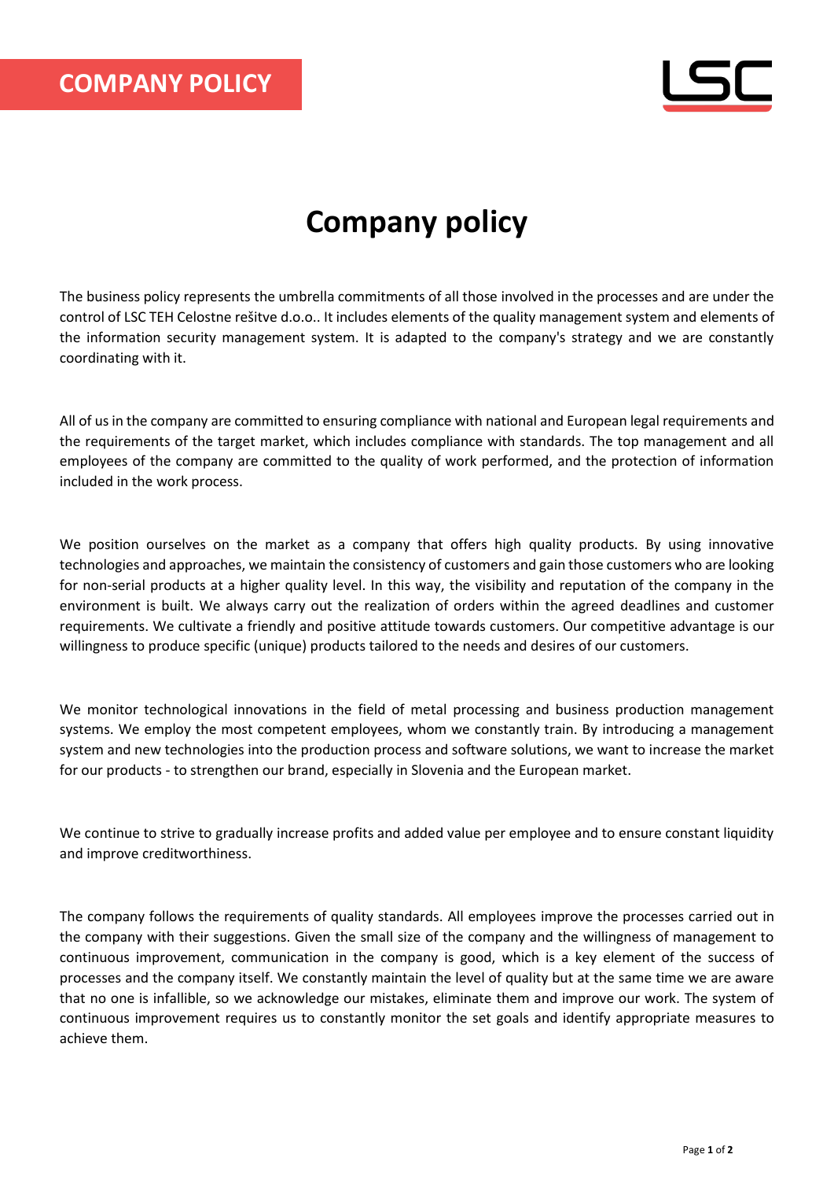# COMPANY POLICY

# Company policy

The business policy represents the umbrella commitments of all those involved in the processes and are under the control of LSC TEH Celostne rešitve d.o.o.. It includes elements of the quality management system and elements of the information security management system. It is adapted to the company's strategy and we are constantly coordinating with it.

All of us in the company are committed to ensuring compliance with national and European legal requirements and the requirements of the target market, which includes compliance with standards. The top management and all employees of the company are committed to the quality of work performed, and the protection of information included in the work process.

We position ourselves on the market as a company that offers high quality products. By using innovative technologies and approaches, we maintain the consistency of customers and gain those customers who are looking for non-serial products at a higher quality level. In this way, the visibility and reputation of the company in the environment is built. We always carry out the realization of orders within the agreed deadlines and customer requirements. We cultivate a friendly and positive attitude towards customers. Our competitive advantage is our willingness to produce specific (unique) products tailored to the needs and desires of our customers.

We monitor technological innovations in the field of metal processing and business production management systems. We employ the most competent employees, whom we constantly train. By introducing a management system and new technologies into the production process and software solutions, we want to increase the market for our products - to strengthen our brand, especially in Slovenia and the European market.

We continue to strive to gradually increase profits and added value per employee and to ensure constant liquidity and improve creditworthiness.

The company follows the requirements of quality standards. All employees improve the processes carried out in the company with their suggestions. Given the small size of the company and the willingness of management to continuous improvement, communication in the company is good, which is a key element of the success of processes and the company itself. We constantly maintain the level of quality but at the same time we are aware that no one is infallible, so we acknowledge our mistakes, eliminate them and improve our work. The system of continuous improvement requires us to constantly monitor the set goals and identify appropriate measures to achieve them.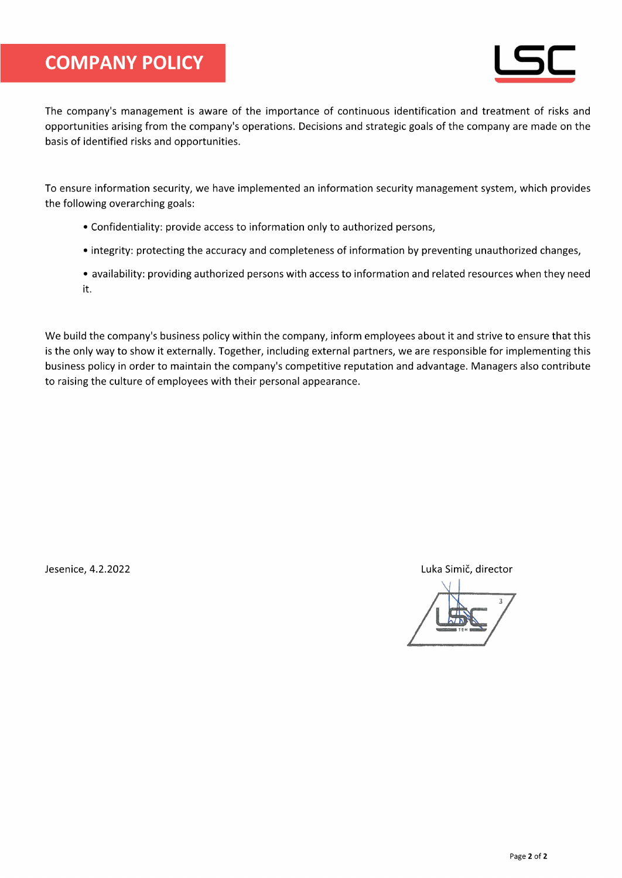# COMPANY POLICY

The company's management is aware of the importance of continuous identification and treatment of risks and opportunities arising from the company's operations. Decisions and strategic goals of the company are made on the basis of identified risks and opportunities.

To ensure information security, we have implemented an information security management system, which provides the following overarching goals:

- Confidentiality: provide access to information only to authorized persons,
- integrity: protecting the accuracy and completeness of information by preventing unauthorized changes,
- availability: providing authorized persons with access to information and related resources when they need it.

We build the company's business policy within the company, inform employees about it and strive to ensure that this is the only way to show it externally. Together, including external partners, we are responsible for implementing this business policy in order to maintain the company's competitive reputation and advantage. Managers also contribute to raising the culture of employees with their personal appearance.

Jesenice, 4.2.2022

Luka Simič, director